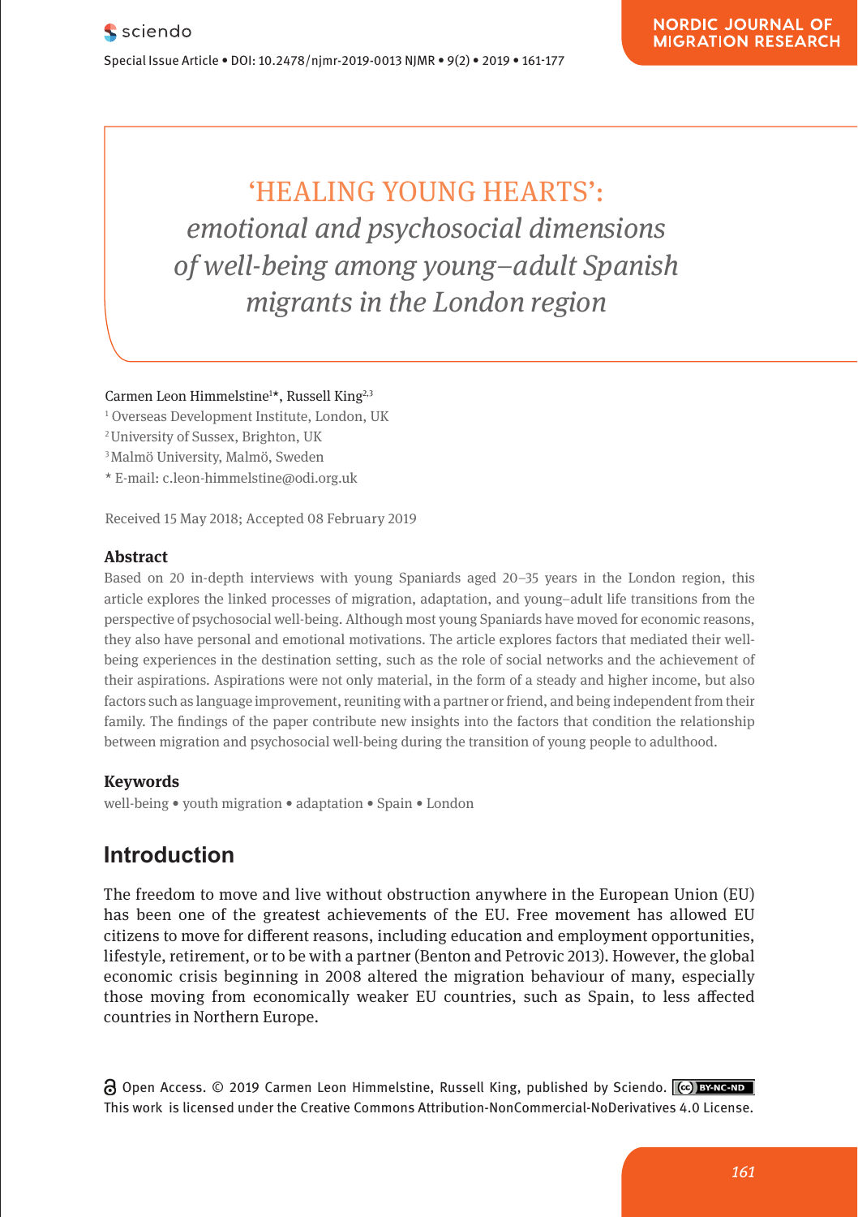# 'HEALING YOUNG HEARTS': *emotional and psychosocial dimensions of well-being among young–adult Spanish migrants in the London region*

Carmen Leon Himmelstine[1]*, Russell King[2,3]

[1] Overseas Development Institute, London, UK

[2] University of Sussex, Brighton, UK

[3] Malmö University, Malmö, Sweden

\* E-mail: c.leon-himmelstine@odi.org.uk

Received 15 May 2018; Accepted 08 February 2019

### Abstract

Based on 20 in-depth interviews with young Spaniards aged 20–35 years in the London region, this article explores the linked processes of migration, adaptation, and young–adult life transitions from the perspective of psychosocial well-being. Although most young Spaniards have moved for economic reasons, they also have personal and emotional motivations. The article explores factors that mediated their well-being experiences in the destination setting, such as the role of social networks and the achievement of their aspirations. Aspirations were not only material, in the form of a steady and higher income, but also factors such as language improvement, reuniting with a partner or friend, and being independent from their family. The findings of the paper contribute new insights into the factors that condition the relationship between migration and psychosocial well-being during the transition of young people to adulthood.

### Keywords

well-being • youth migration • adaptation • Spain • London

## Introduction

The freedom to move and live without obstruction anywhere in the European Union (EU) has been one of the greatest achievements of the EU. Free movement has allowed EU citizens to move for different reasons, including education and employment opportunities, lifestyle, retirement, or to be with a partner (Benton and Petrovic 2013). However, the global economic crisis beginning in 2008 altered the migration behaviour of many, especially those moving from economically weaker EU countries, such as Spain, to less affected countries in Northern Europe.

Open Access. © 2019 Carmen Leon Himmelstine, Russell King, published by Sciendo. This work is licensed under the Creative Commons Attribution-NonCommercial-NoDerivatives 4.0 License.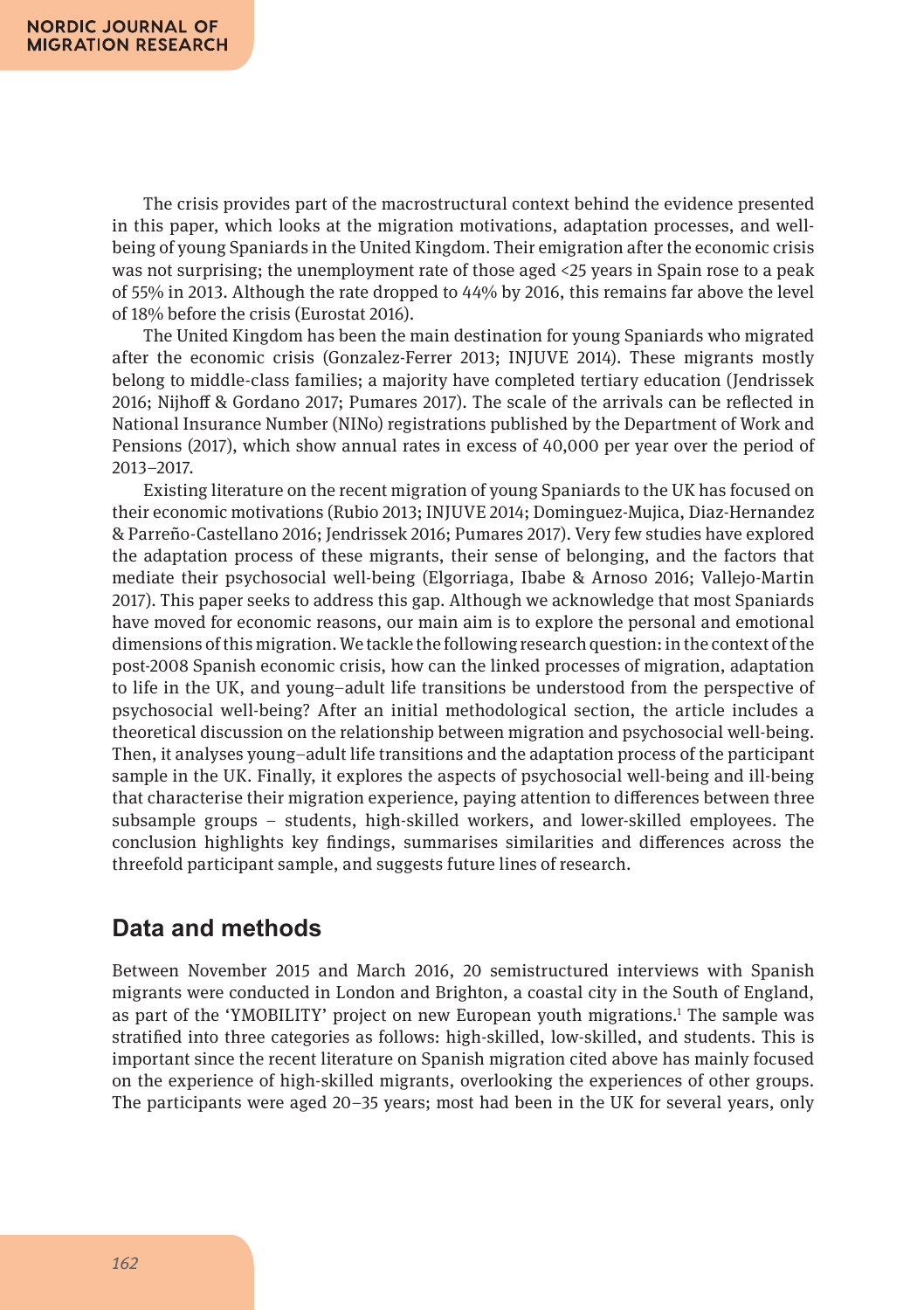The crisis provides part of the macrostructural context behind the evidence presented in this paper, which looks at the migration motivations, adaptation processes, and well-being of young Spaniards in the United Kingdom. Their emigration after the economic crisis was not surprising; the unemployment rate of those aged <25 years in Spain rose to a peak of 55% in 2013. Although the rate dropped to 44% by 2016, this remains far above the level of 18% before the crisis (Eurostat 2016).

The United Kingdom has been the main destination for young Spaniards who migrated after the economic crisis (Gonzalez-Ferrer 2013; INJUVE 2014). These migrants mostly belong to middle-class families; a majority have completed tertiary education (Jendrissek 2016; Nijhoff & Gordano 2017; Pumares 2017). The scale of the arrivals can be reflected in National Insurance Number (NINo) registrations published by the Department of Work and Pensions (2017), which show annual rates in excess of 40,000 per year over the period of 2013–2017.

Existing literature on the recent migration of young Spaniards to the UK has focused on their economic motivations (Rubio 2013; INJUVE 2014; Dominguez-Mujica, Diaz-Hernandez & Parreño-Castellano 2016; Jendrissek 2016; Pumares 2017). Very few studies have explored the adaptation process of these migrants, their sense of belonging, and the factors that mediate their psychosocial well-being (Elgorriaga, Ibabe & Arnoso 2016; Vallejo-Martin 2017). This paper seeks to address this gap. Although we acknowledge that most Spaniards have moved for economic reasons, our main aim is to explore the personal and emotional dimensions of this migration. We tackle the following research question: in the context of the post-2008 Spanish economic crisis, how can the linked processes of migration, adaptation to life in the UK, and young–adult life transitions be understood from the perspective of psychosocial well-being? After an initial methodological section, the article includes a theoretical discussion on the relationship between migration and psychosocial well-being. Then, it analyses young–adult life transitions and the adaptation process of the participant sample in the UK. Finally, it explores the aspects of psychosocial well-being and ill-being that characterise their migration experience, paying attention to differences between three subsample groups – students, high-skilled workers, and lower-skilled employees. The conclusion highlights key findings, summarises similarities and differences across the threefold participant sample, and suggests future lines of research.

## Data and methods

Between November 2015 and March 2016, 20 semistructured interviews with Spanish migrants were conducted in London and Brighton, a coastal city in the South of England, as part of the 'YMOBILITY' project on new European youth migrations.[1] The sample was stratified into three categories as follows: high-skilled, low-skilled, and students. This is important since the recent literature on Spanish migration cited above has mainly focused on the experience of high-skilled migrants, overlooking the experiences of other groups. The participants were aged 20–35 years; most had been in the UK for several years, only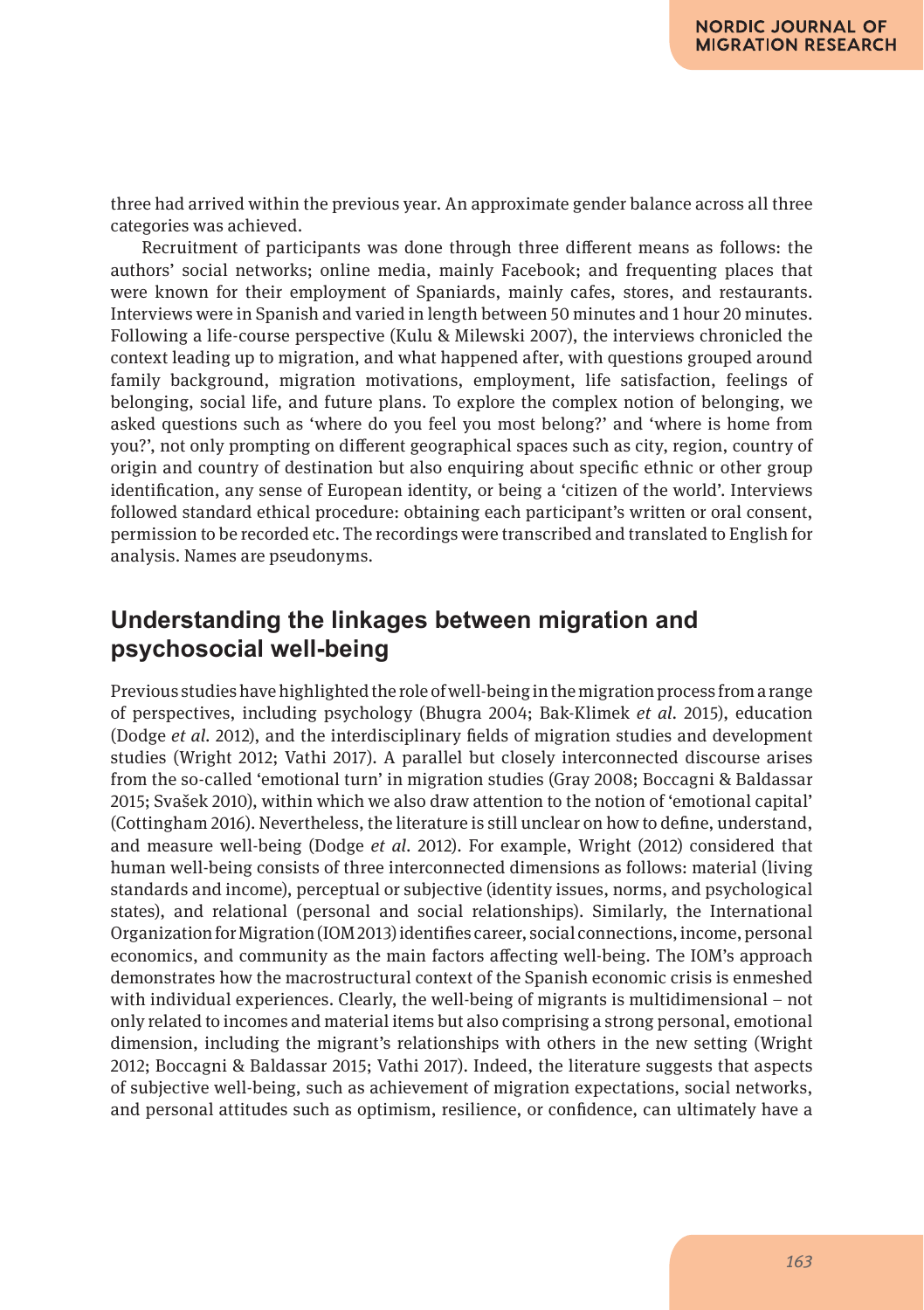three had arrived within the previous year. An approximate gender balance across all three categories was achieved.

Recruitment of participants was done through three different means as follows: the authors' social networks; online media, mainly Facebook; and frequenting places that were known for their employment of Spaniards, mainly cafes, stores, and restaurants. Interviews were in Spanish and varied in length between 50 minutes and 1 hour 20 minutes. Following a life-course perspective (Kulu & Milewski 2007), the interviews chronicled the context leading up to migration, and what happened after, with questions grouped around family background, migration motivations, employment, life satisfaction, feelings of belonging, social life, and future plans. To explore the complex notion of belonging, we asked questions such as 'where do you feel you most belong?' and 'where is home from you?', not only prompting on different geographical spaces such as city, region, country of origin and country of destination but also enquiring about specific ethnic or other group identification, any sense of European identity, or being a 'citizen of the world'. Interviews followed standard ethical procedure: obtaining each participant's written or oral consent, permission to be recorded etc. The recordings were transcribed and translated to English for analysis. Names are pseudonyms.

## Understanding the linkages between migration and psychosocial well-being

Previous studies have highlighted the role of well-being in the migration process from a range of perspectives, including psychology (Bhugra 2004; Bak-Klimek *et al*. 2015), education (Dodge *et al*. 2012), and the interdisciplinary fields of migration studies and development studies (Wright 2012; Vathi 2017). A parallel but closely interconnected discourse arises from the so-called 'emotional turn' in migration studies (Gray 2008; Boccagni & Baldassar 2015; Svašek 2010), within which we also draw attention to the notion of 'emotional capital' (Cottingham 2016). Nevertheless, the literature is still unclear on how to define, understand, and measure well-being (Dodge *et al*. 2012). For example, Wright (2012) considered that human well-being consists of three interconnected dimensions as follows: material (living standards and income), perceptual or subjective (identity issues, norms, and psychological states), and relational (personal and social relationships). Similarly, the International Organization for Migration (IOM 2013) identifies career, social connections, income, personal economics, and community as the main factors affecting well-being. The IOM's approach demonstrates how the macrostructural context of the Spanish economic crisis is enmeshed with individual experiences. Clearly, the well-being of migrants is multidimensional – not only related to incomes and material items but also comprising a strong personal, emotional dimension, including the migrant's relationships with others in the new setting (Wright 2012; Boccagni & Baldassar 2015; Vathi 2017). Indeed, the literature suggests that aspects of subjective well-being, such as achievement of migration expectations, social networks, and personal attitudes such as optimism, resilience, or confidence, can ultimately have a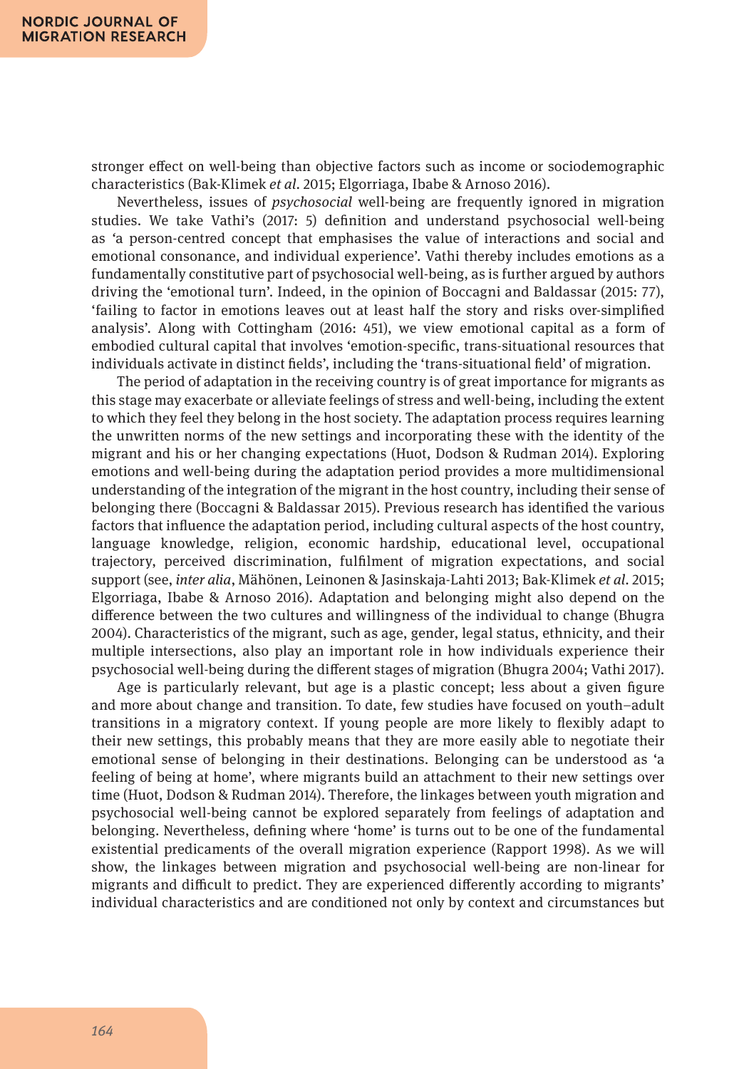stronger effect on well-being than objective factors such as income or sociodemographic characteristics (Bak-Klimek *et al*. 2015; Elgorriaga, Ibabe & Arnoso 2016).

Nevertheless, issues of *psychosocial* well-being are frequently ignored in migration studies. We take Vathi's (2017: 5) definition and understand psychosocial well-being as 'a person-centred concept that emphasises the value of interactions and social and emotional consonance, and individual experience'. Vathi thereby includes emotions as a fundamentally constitutive part of psychosocial well-being, as is further argued by authors driving the 'emotional turn'. Indeed, in the opinion of Boccagni and Baldassar (2015: 77), 'failing to factor in emotions leaves out at least half the story and risks over-simplified analysis'. Along with Cottingham (2016: 451), we view emotional capital as a form of embodied cultural capital that involves 'emotion-specific, trans-situational resources that individuals activate in distinct fields', including the 'trans-situational field' of migration.

The period of adaptation in the receiving country is of great importance for migrants as this stage may exacerbate or alleviate feelings of stress and well-being, including the extent to which they feel they belong in the host society. The adaptation process requires learning the unwritten norms of the new settings and incorporating these with the identity of the migrant and his or her changing expectations (Huot, Dodson & Rudman 2014). Exploring emotions and well-being during the adaptation period provides a more multidimensional understanding of the integration of the migrant in the host country, including their sense of belonging there (Boccagni & Baldassar 2015). Previous research has identified the various factors that influence the adaptation period, including cultural aspects of the host country, language knowledge, religion, economic hardship, educational level, occupational trajectory, perceived discrimination, fulfilment of migration expectations, and social support (see, *inter alia*, Mähönen, Leinonen & Jasinskaja-Lahti 2013; Bak-Klimek *et al*. 2015; Elgorriaga, Ibabe & Arnoso 2016). Adaptation and belonging might also depend on the difference between the two cultures and willingness of the individual to change (Bhugra 2004). Characteristics of the migrant, such as age, gender, legal status, ethnicity, and their multiple intersections, also play an important role in how individuals experience their psychosocial well-being during the different stages of migration (Bhugra 2004; Vathi 2017).

Age is particularly relevant, but age is a plastic concept; less about a given figure and more about change and transition. To date, few studies have focused on youth–adult transitions in a migratory context. If young people are more likely to flexibly adapt to their new settings, this probably means that they are more easily able to negotiate their emotional sense of belonging in their destinations. Belonging can be understood as 'a feeling of being at home', where migrants build an attachment to their new settings over time (Huot, Dodson & Rudman 2014). Therefore, the linkages between youth migration and psychosocial well-being cannot be explored separately from feelings of adaptation and belonging. Nevertheless, defining where 'home' is turns out to be one of the fundamental existential predicaments of the overall migration experience (Rapport 1998). As we will show, the linkages between migration and psychosocial well-being are non-linear for migrants and difficult to predict. They are experienced differently according to migrants' individual characteristics and are conditioned not only by context and circumstances but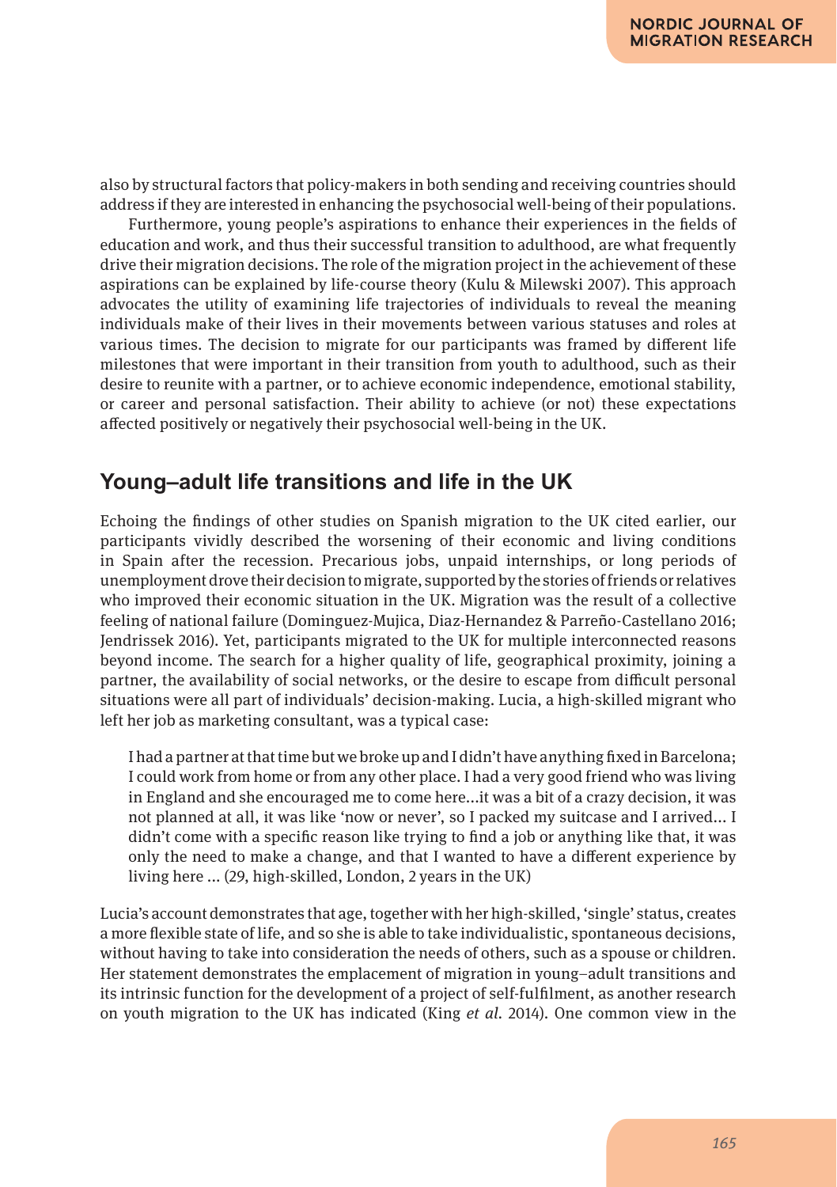also by structural factors that policy-makers in both sending and receiving countries should address if they are interested in enhancing the psychosocial well-being of their populations.

Furthermore, young people's aspirations to enhance their experiences in the fields of education and work, and thus their successful transition to adulthood, are what frequently drive their migration decisions. The role of the migration project in the achievement of these aspirations can be explained by life-course theory (Kulu & Milewski 2007). This approach advocates the utility of examining life trajectories of individuals to reveal the meaning individuals make of their lives in their movements between various statuses and roles at various times. The decision to migrate for our participants was framed by different life milestones that were important in their transition from youth to adulthood, such as their desire to reunite with a partner, or to achieve economic independence, emotional stability, or career and personal satisfaction. Their ability to achieve (or not) these expectations affected positively or negatively their psychosocial well-being in the UK.

## Young–adult life transitions and life in the UK

Echoing the findings of other studies on Spanish migration to the UK cited earlier, our participants vividly described the worsening of their economic and living conditions in Spain after the recession. Precarious jobs, unpaid internships, or long periods of unemployment drove their decision to migrate, supported by the stories of friends or relatives who improved their economic situation in the UK. Migration was the result of a collective feeling of national failure (Dominguez-Mujica, Diaz-Hernandez & Parreño-Castellano 2016; Jendrissek 2016). Yet, participants migrated to the UK for multiple interconnected reasons beyond income. The search for a higher quality of life, geographical proximity, joining a partner, the availability of social networks, or the desire to escape from difficult personal situations were all part of individuals' decision-making. Lucia, a high-skilled migrant who left her job as marketing consultant, was a typical case:

> I had a partner at that time but we broke up and I didn't have anything fixed in Barcelona; I could work from home or from any other place. I had a very good friend who was living in England and she encouraged me to come here...it was a bit of a crazy decision, it was not planned at all, it was like 'now or never', so I packed my suitcase and I arrived... I didn't come with a specific reason like trying to find a job or anything like that, it was only the need to make a change, and that I wanted to have a different experience by living here ... (29, high-skilled, London, 2 years in the UK)

Lucia's account demonstrates that age, together with her high-skilled, 'single' status, creates a more flexible state of life, and so she is able to take individualistic, spontaneous decisions, without having to take into consideration the needs of others, such as a spouse or children. Her statement demonstrates the emplacement of migration in young–adult transitions and its intrinsic function for the development of a project of self-fulfilment, as another research on youth migration to the UK has indicated (King *et al.* 2014). One common view in the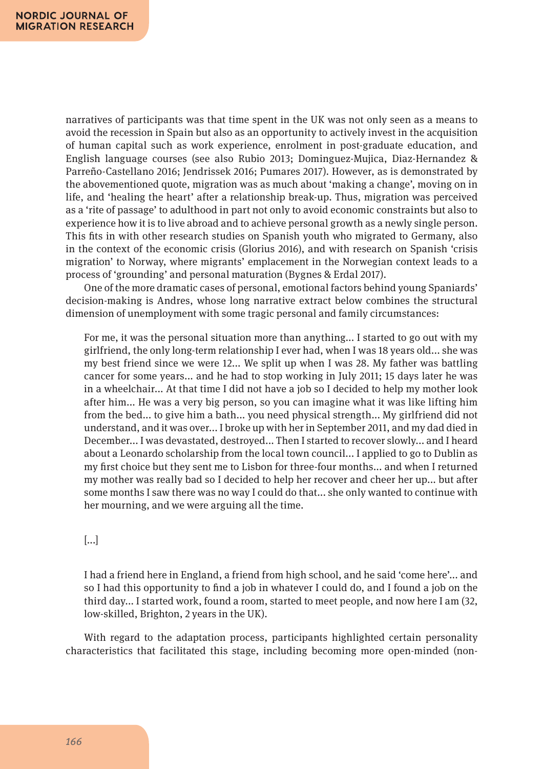narratives of participants was that time spent in the UK was not only seen as a means to avoid the recession in Spain but also as an opportunity to actively invest in the acquisition of human capital such as work experience, enrolment in post-graduate education, and English language courses (see also Rubio 2013; Dominguez-Mujica, Diaz-Hernandez & Parreño-Castellano 2016; Jendrissek 2016; Pumares 2017). However, as is demonstrated by the abovementioned quote, migration was as much about 'making a change', moving on in life, and 'healing the heart' after a relationship break-up. Thus, migration was perceived as a 'rite of passage' to adulthood in part not only to avoid economic constraints but also to experience how it is to live abroad and to achieve personal growth as a newly single person. This fits in with other research studies on Spanish youth who migrated to Germany, also in the context of the economic crisis (Glorius 2016), and with research on Spanish 'crisis migration' to Norway, where migrants' emplacement in the Norwegian context leads to a process of 'grounding' and personal maturation (Bygnes & Erdal 2017).

One of the more dramatic cases of personal, emotional factors behind young Spaniards' decision-making is Andres, whose long narrative extract below combines the structural dimension of unemployment with some tragic personal and family circumstances:

> For me, it was the personal situation more than anything… I started to go out with my girlfriend, the only long-term relationship I ever had, when I was 18 years old… she was my best friend since we were 12… We split up when I was 28. My father was battling cancer for some years… and he had to stop working in July 2011; 15 days later he was in a wheelchair… At that time I did not have a job so I decided to help my mother look after him… He was a very big person, so you can imagine what it was like lifting him from the bed… to give him a bath… you need physical strength… My girlfriend did not understand, and it was over… I broke up with her in September 2011, and my dad died in December… I was devastated, destroyed… Then I started to recover slowly… and I heard about a Leonardo scholarship from the local town council… I applied to go to Dublin as my first choice but they sent me to Lisbon for three-four months… and when I returned my mother was really bad so I decided to help her recover and cheer her up… but after some months I saw there was no way I could do that… she only wanted to continue with her mourning, and we were arguing all the time.
>
> […]
>
> I had a friend here in England, a friend from high school, and he said 'come here'… and so I had this opportunity to find a job in whatever I could do, and I found a job on the third day… I started work, found a room, started to meet people, and now here I am (32, low-skilled, Brighton, 2 years in the UK).

With regard to the adaptation process, participants highlighted certain personality characteristics that facilitated this stage, including becoming more open-minded (non-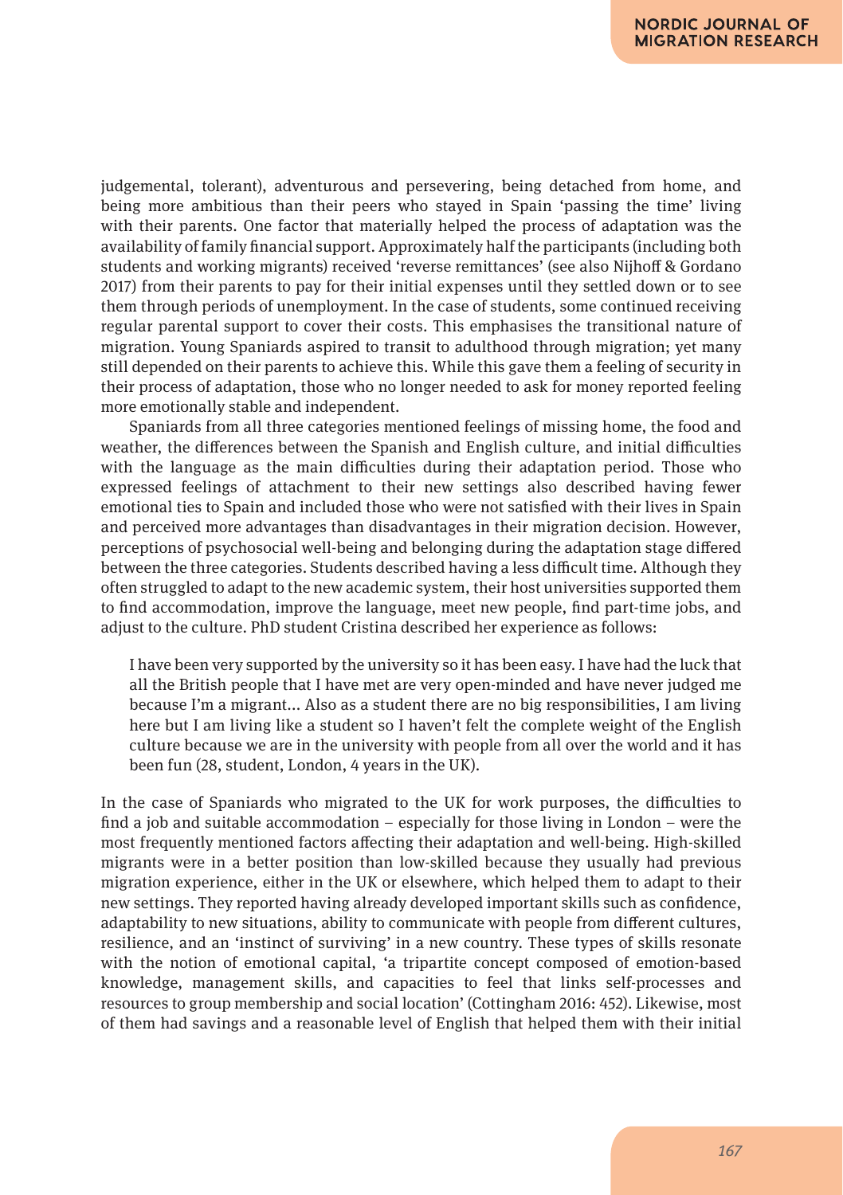judgemental, tolerant), adventurous and persevering, being detached from home, and being more ambitious than their peers who stayed in Spain 'passing the time' living with their parents. One factor that materially helped the process of adaptation was the availability of family financial support. Approximately half the participants (including both students and working migrants) received 'reverse remittances' (see also Nijhoff & Gordano 2017) from their parents to pay for their initial expenses until they settled down or to see them through periods of unemployment. In the case of students, some continued receiving regular parental support to cover their costs. This emphasises the transitional nature of migration. Young Spaniards aspired to transit to adulthood through migration; yet many still depended on their parents to achieve this. While this gave them a feeling of security in their process of adaptation, those who no longer needed to ask for money reported feeling more emotionally stable and independent.

Spaniards from all three categories mentioned feelings of missing home, the food and weather, the differences between the Spanish and English culture, and initial difficulties with the language as the main difficulties during their adaptation period. Those who expressed feelings of attachment to their new settings also described having fewer emotional ties to Spain and included those who were not satisfied with their lives in Spain and perceived more advantages than disadvantages in their migration decision. However, perceptions of psychosocial well-being and belonging during the adaptation stage differed between the three categories. Students described having a less difficult time. Although they often struggled to adapt to the new academic system, their host universities supported them to find accommodation, improve the language, meet new people, find part-time jobs, and adjust to the culture. PhD student Cristina described her experience as follows:

> I have been very supported by the university so it has been easy. I have had the luck that all the British people that I have met are very open-minded and have never judged me because I'm a migrant... Also as a student there are no big responsibilities, I am living here but I am living like a student so I haven't felt the complete weight of the English culture because we are in the university with people from all over the world and it has been fun (28, student, London, 4 years in the UK).

In the case of Spaniards who migrated to the UK for work purposes, the difficulties to find a job and suitable accommodation – especially for those living in London – were the most frequently mentioned factors affecting their adaptation and well-being. High-skilled migrants were in a better position than low-skilled because they usually had previous migration experience, either in the UK or elsewhere, which helped them to adapt to their new settings. They reported having already developed important skills such as confidence, adaptability to new situations, ability to communicate with people from different cultures, resilience, and an 'instinct of surviving' in a new country. These types of skills resonate with the notion of emotional capital, 'a tripartite concept composed of emotion-based knowledge, management skills, and capacities to feel that links self-processes and resources to group membership and social location' (Cottingham 2016: 452). Likewise, most of them had savings and a reasonable level of English that helped them with their initial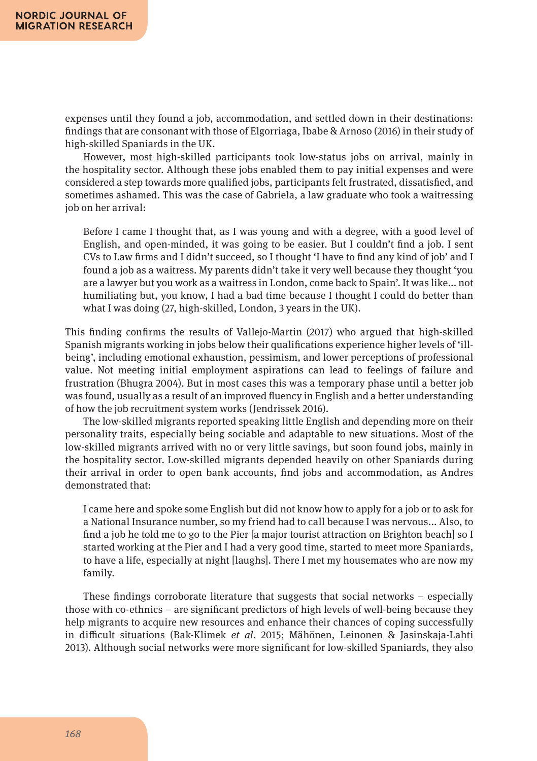expenses until they found a job, accommodation, and settled down in their destinations: findings that are consonant with those of Elgorriaga, Ibabe & Arnoso (2016) in their study of high-skilled Spaniards in the UK.

However, most high-skilled participants took low-status jobs on arrival, mainly in the hospitality sector. Although these jobs enabled them to pay initial expenses and were considered a step towards more qualified jobs, participants felt frustrated, dissatisfied, and sometimes ashamed. This was the case of Gabriela, a law graduate who took a waitressing job on her arrival:

> Before I came I thought that, as I was young and with a degree, with a good level of English, and open-minded, it was going to be easier. But I couldn't find a job. I sent CVs to Law firms and I didn't succeed, so I thought 'I have to find any kind of job' and I found a job as a waitress. My parents didn't take it very well because they thought 'you are a lawyer but you work as a waitress in London, come back to Spain'. It was like… not humiliating but, you know, I had a bad time because I thought I could do better than what I was doing (27, high-skilled, London, 3 years in the UK).

This finding confirms the results of Vallejo-Martin (2017) who argued that high-skilled Spanish migrants working in jobs below their qualifications experience higher levels of 'ill-being', including emotional exhaustion, pessimism, and lower perceptions of professional value. Not meeting initial employment aspirations can lead to feelings of failure and frustration (Bhugra 2004). But in most cases this was a temporary phase until a better job was found, usually as a result of an improved fluency in English and a better understanding of how the job recruitment system works (Jendrissek 2016).

The low-skilled migrants reported speaking little English and depending more on their personality traits, especially being sociable and adaptable to new situations. Most of the low-skilled migrants arrived with no or very little savings, but soon found jobs, mainly in the hospitality sector. Low-skilled migrants depended heavily on other Spaniards during their arrival in order to open bank accounts, find jobs and accommodation, as Andres demonstrated that:

> I came here and spoke some English but did not know how to apply for a job or to ask for a National Insurance number, so my friend had to call because I was nervous… Also, to find a job he told me to go to the Pier [a major tourist attraction on Brighton beach] so I started working at the Pier and I had a very good time, started to meet more Spaniards, to have a life, especially at night [laughs]. There I met my housemates who are now my family.

These findings corroborate literature that suggests that social networks – especially those with co-ethnics – are significant predictors of high levels of well-being because they help migrants to acquire new resources and enhance their chances of coping successfully in difficult situations (Bak-Klimek *et al.* 2015; Mähönen, Leinonen & Jasinskaja-Lahti 2013). Although social networks were more significant for low-skilled Spaniards, they also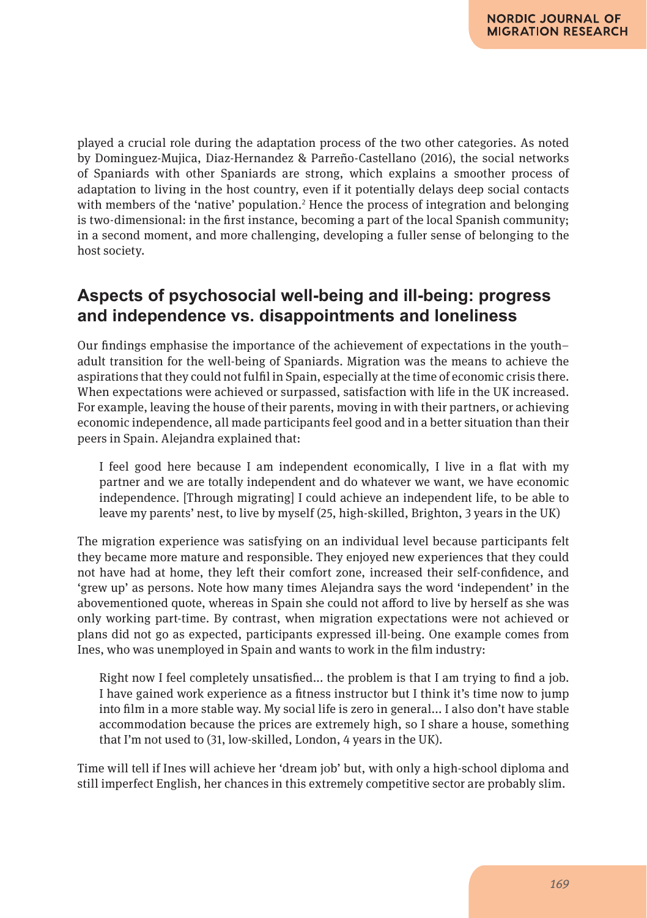played a crucial role during the adaptation process of the two other categories. As noted by Dominguez-Mujica, Diaz-Hernandez & Parreño-Castellano (2016), the social networks of Spaniards with other Spaniards are strong, which explains a smoother process of adaptation to living in the host country, even if it potentially delays deep social contacts with members of the 'native' population.[2] Hence the process of integration and belonging is two-dimensional: in the first instance, becoming a part of the local Spanish community; in a second moment, and more challenging, developing a fuller sense of belonging to the host society.

## Aspects of psychosocial well-being and ill-being: progress and independence vs. disappointments and loneliness

Our findings emphasise the importance of the achievement of expectations in the youth–adult transition for the well-being of Spaniards. Migration was the means to achieve the aspirations that they could not fulfil in Spain, especially at the time of economic crisis there. When expectations were achieved or surpassed, satisfaction with life in the UK increased. For example, leaving the house of their parents, moving in with their partners, or achieving economic independence, all made participants feel good and in a better situation than their peers in Spain. Alejandra explained that:

> I feel good here because I am independent economically, I live in a flat with my partner and we are totally independent and do whatever we want, we have economic independence. [Through migrating] I could achieve an independent life, to be able to leave my parents' nest, to live by myself (25, high-skilled, Brighton, 3 years in the UK)

The migration experience was satisfying on an individual level because participants felt they became more mature and responsible. They enjoyed new experiences that they could not have had at home, they left their comfort zone, increased their self-confidence, and 'grew up' as persons. Note how many times Alejandra says the word 'independent' in the abovementioned quote, whereas in Spain she could not afford to live by herself as she was only working part-time. By contrast, when migration expectations were not achieved or plans did not go as expected, participants expressed ill-being. One example comes from Ines, who was unemployed in Spain and wants to work in the film industry:

> Right now I feel completely unsatisfied... the problem is that I am trying to find a job. I have gained work experience as a fitness instructor but I think it's time now to jump into film in a more stable way. My social life is zero in general... I also don't have stable accommodation because the prices are extremely high, so I share a house, something that I'm not used to (31, low-skilled, London, 4 years in the UK).

Time will tell if Ines will achieve her 'dream job' but, with only a high-school diploma and still imperfect English, her chances in this extremely competitive sector are probably slim.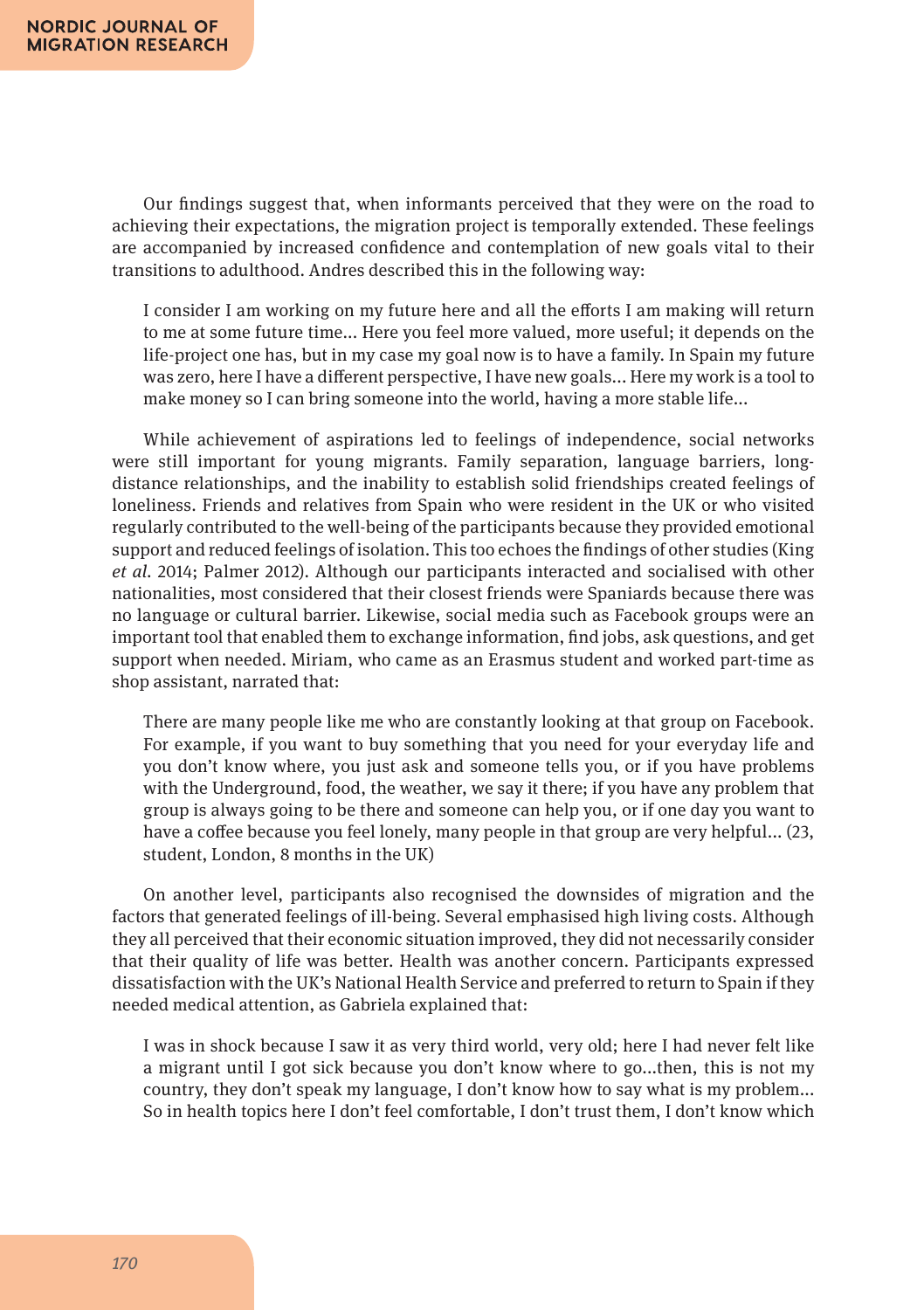Our findings suggest that, when informants perceived that they were on the road to achieving their expectations, the migration project is temporally extended. These feelings are accompanied by increased confidence and contemplation of new goals vital to their transitions to adulthood. Andres described this in the following way:

> I consider I am working on my future here and all the efforts I am making will return to me at some future time... Here you feel more valued, more useful; it depends on the life-project one has, but in my case my goal now is to have a family. In Spain my future was zero, here I have a different perspective, I have new goals... Here my work is a tool to make money so I can bring someone into the world, having a more stable life...

While achievement of aspirations led to feelings of independence, social networks were still important for young migrants. Family separation, language barriers, long-distance relationships, and the inability to establish solid friendships created feelings of loneliness. Friends and relatives from Spain who were resident in the UK or who visited regularly contributed to the well-being of the participants because they provided emotional support and reduced feelings of isolation. This too echoes the findings of other studies (King *et al.* 2014; Palmer 2012). Although our participants interacted and socialised with other nationalities, most considered that their closest friends were Spaniards because there was no language or cultural barrier. Likewise, social media such as Facebook groups were an important tool that enabled them to exchange information, find jobs, ask questions, and get support when needed. Miriam, who came as an Erasmus student and worked part-time as shop assistant, narrated that:

> There are many people like me who are constantly looking at that group on Facebook. For example, if you want to buy something that you need for your everyday life and you don't know where, you just ask and someone tells you, or if you have problems with the Underground, food, the weather, we say it there; if you have any problem that group is always going to be there and someone can help you, or if one day you want to have a coffee because you feel lonely, many people in that group are very helpful... (23, student, London, 8 months in the UK)

On another level, participants also recognised the downsides of migration and the factors that generated feelings of ill-being. Several emphasised high living costs. Although they all perceived that their economic situation improved, they did not necessarily consider that their quality of life was better. Health was another concern. Participants expressed dissatisfaction with the UK's National Health Service and preferred to return to Spain if they needed medical attention, as Gabriela explained that:

> I was in shock because I saw it as very third world, very old; here I had never felt like a migrant until I got sick because you don't know where to go...then, this is not my country, they don't speak my language, I don't know how to say what is my problem... So in health topics here I don't feel comfortable, I don't trust them, I don't know which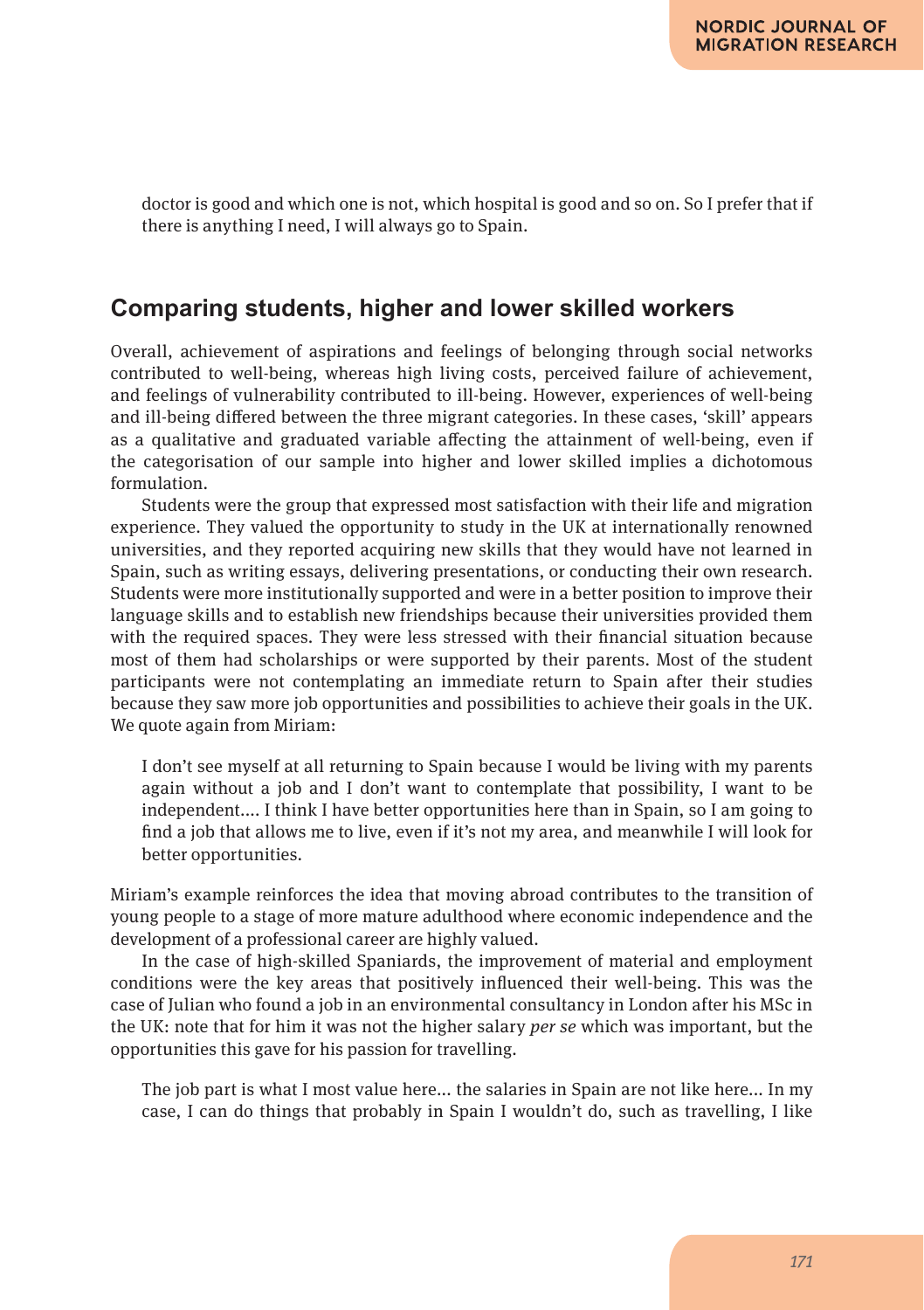doctor is good and which one is not, which hospital is good and so on. So I prefer that if there is anything I need, I will always go to Spain.

## Comparing students, higher and lower skilled workers

Overall, achievement of aspirations and feelings of belonging through social networks contributed to well-being, whereas high living costs, perceived failure of achievement, and feelings of vulnerability contributed to ill-being. However, experiences of well-being and ill-being differed between the three migrant categories. In these cases, 'skill' appears as a qualitative and graduated variable affecting the attainment of well-being, even if the categorisation of our sample into higher and lower skilled implies a dichotomous formulation.

Students were the group that expressed most satisfaction with their life and migration experience. They valued the opportunity to study in the UK at internationally renowned universities, and they reported acquiring new skills that they would have not learned in Spain, such as writing essays, delivering presentations, or conducting their own research. Students were more institutionally supported and were in a better position to improve their language skills and to establish new friendships because their universities provided them with the required spaces. They were less stressed with their financial situation because most of them had scholarships or were supported by their parents. Most of the student participants were not contemplating an immediate return to Spain after their studies because they saw more job opportunities and possibilities to achieve their goals in the UK. We quote again from Miriam:

> I don't see myself at all returning to Spain because I would be living with my parents again without a job and I don't want to contemplate that possibility, I want to be independent.... I think I have better opportunities here than in Spain, so I am going to find a job that allows me to live, even if it's not my area, and meanwhile I will look for better opportunities.

Miriam's example reinforces the idea that moving abroad contributes to the transition of young people to a stage of more mature adulthood where economic independence and the development of a professional career are highly valued.

In the case of high-skilled Spaniards, the improvement of material and employment conditions were the key areas that positively influenced their well-being. This was the case of Julian who found a job in an environmental consultancy in London after his MSc in the UK: note that for him it was not the higher salary *per se* which was important, but the opportunities this gave for his passion for travelling.

> The job part is what I most value here... the salaries in Spain are not like here... In my case, I can do things that probably in Spain I wouldn't do, such as travelling, I like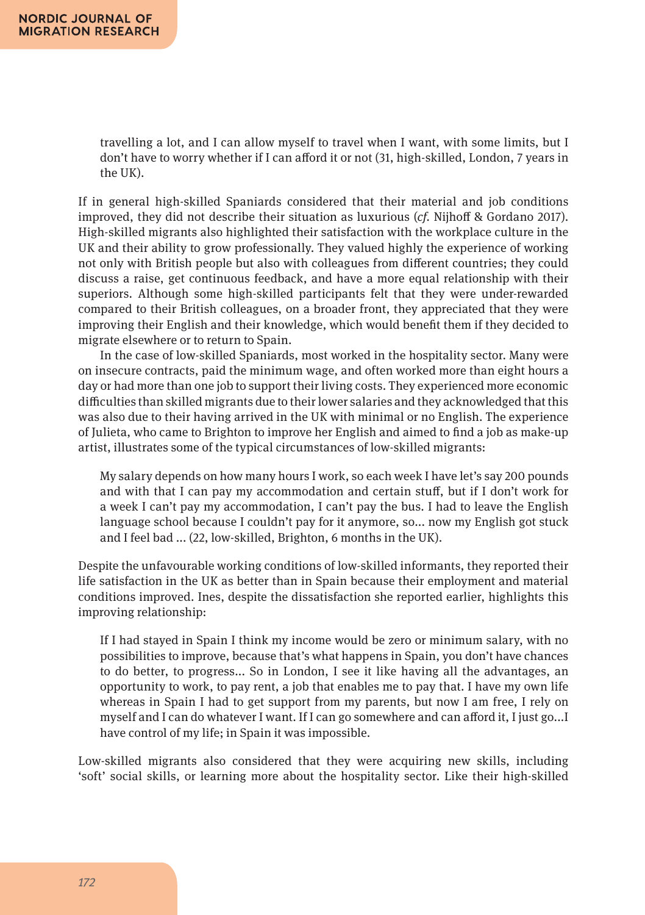> travelling a lot, and I can allow myself to travel when I want, with some limits, but I don't have to worry whether if I can afford it or not (31, high-skilled, London, 7 years in the UK).

If in general high-skilled Spaniards considered that their material and job conditions improved, they did not describe their situation as luxurious (*cf.* Nijhoff & Gordano 2017). High-skilled migrants also highlighted their satisfaction with the workplace culture in the UK and their ability to grow professionally. They valued highly the experience of working not only with British people but also with colleagues from different countries; they could discuss a raise, get continuous feedback, and have a more equal relationship with their superiors. Although some high-skilled participants felt that they were under-rewarded compared to their British colleagues, on a broader front, they appreciated that they were improving their English and their knowledge, which would benefit them if they decided to migrate elsewhere or to return to Spain.

In the case of low-skilled Spaniards, most worked in the hospitality sector. Many were on insecure contracts, paid the minimum wage, and often worked more than eight hours a day or had more than one job to support their living costs. They experienced more economic difficulties than skilled migrants due to their lower salaries and they acknowledged that this was also due to their having arrived in the UK with minimal or no English. The experience of Julieta, who came to Brighton to improve her English and aimed to find a job as make-up artist, illustrates some of the typical circumstances of low-skilled migrants:

> My salary depends on how many hours I work, so each week I have let's say 200 pounds and with that I can pay my accommodation and certain stuff, but if I don't work for a week I can't pay my accommodation, I can't pay the bus. I had to leave the English language school because I couldn't pay for it anymore, so... now my English got stuck and I feel bad ... (22, low-skilled, Brighton, 6 months in the UK).

Despite the unfavourable working conditions of low-skilled informants, they reported their life satisfaction in the UK as better than in Spain because their employment and material conditions improved. Ines, despite the dissatisfaction she reported earlier, highlights this improving relationship:

> If I had stayed in Spain I think my income would be zero or minimum salary, with no possibilities to improve, because that's what happens in Spain, you don't have chances to do better, to progress... So in London, I see it like having all the advantages, an opportunity to work, to pay rent, a job that enables me to pay that. I have my own life whereas in Spain I had to get support from my parents, but now I am free, I rely on myself and I can do whatever I want. If I can go somewhere and can afford it, I just go...I have control of my life; in Spain it was impossible.

Low-skilled migrants also considered that they were acquiring new skills, including 'soft' social skills, or learning more about the hospitality sector. Like their high-skilled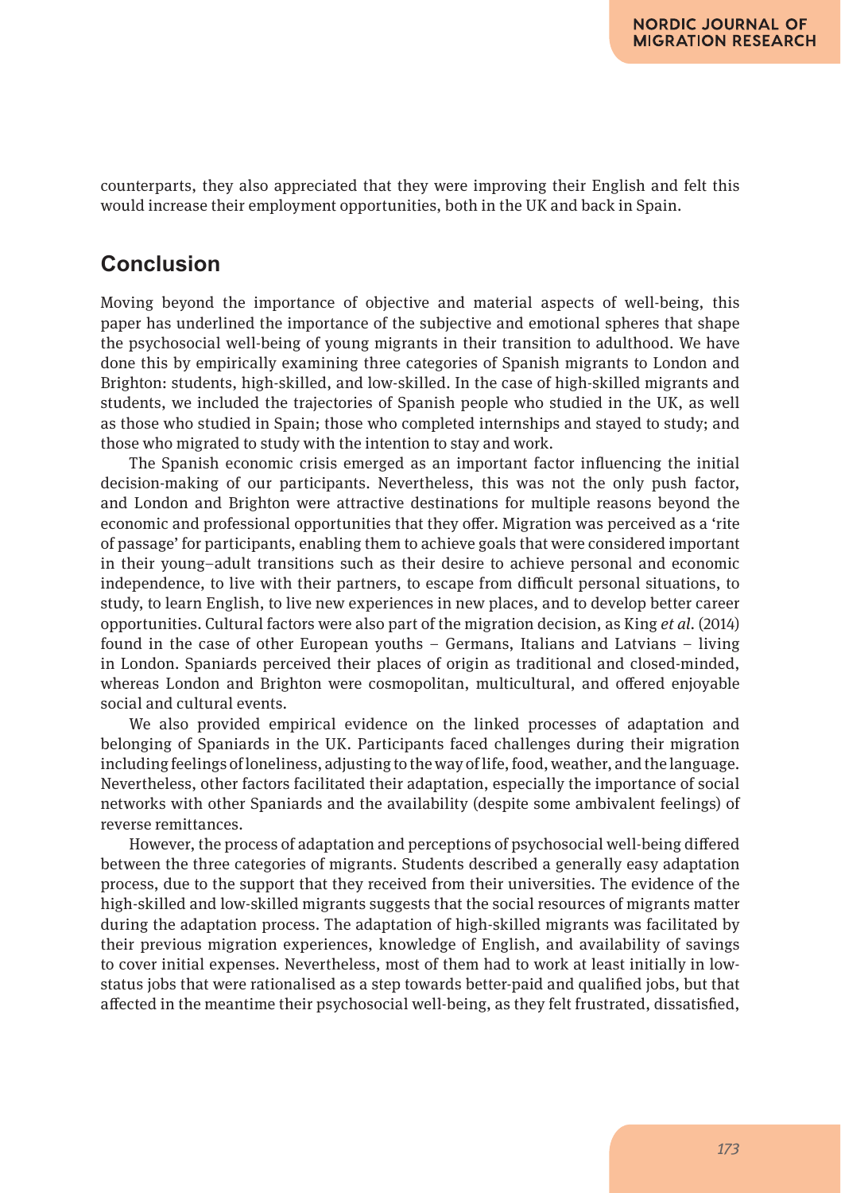counterparts, they also appreciated that they were improving their English and felt this would increase their employment opportunities, both in the UK and back in Spain.

## Conclusion

Moving beyond the importance of objective and material aspects of well-being, this paper has underlined the importance of the subjective and emotional spheres that shape the psychosocial well-being of young migrants in their transition to adulthood. We have done this by empirically examining three categories of Spanish migrants to London and Brighton: students, high-skilled, and low-skilled. In the case of high-skilled migrants and students, we included the trajectories of Spanish people who studied in the UK, as well as those who studied in Spain; those who completed internships and stayed to study; and those who migrated to study with the intention to stay and work.

The Spanish economic crisis emerged as an important factor influencing the initial decision-making of our participants. Nevertheless, this was not the only push factor, and London and Brighton were attractive destinations for multiple reasons beyond the economic and professional opportunities that they offer. Migration was perceived as a 'rite of passage' for participants, enabling them to achieve goals that were considered important in their young–adult transitions such as their desire to achieve personal and economic independence, to live with their partners, to escape from difficult personal situations, to study, to learn English, to live new experiences in new places, and to develop better career opportunities. Cultural factors were also part of the migration decision, as King *et al*. (2014) found in the case of other European youths – Germans, Italians and Latvians – living in London. Spaniards perceived their places of origin as traditional and closed-minded, whereas London and Brighton were cosmopolitan, multicultural, and offered enjoyable social and cultural events.

We also provided empirical evidence on the linked processes of adaptation and belonging of Spaniards in the UK. Participants faced challenges during their migration including feelings of loneliness, adjusting to the way of life, food, weather, and the language. Nevertheless, other factors facilitated their adaptation, especially the importance of social networks with other Spaniards and the availability (despite some ambivalent feelings) of reverse remittances.

However, the process of adaptation and perceptions of psychosocial well-being differed between the three categories of migrants. Students described a generally easy adaptation process, due to the support that they received from their universities. The evidence of the high-skilled and low-skilled migrants suggests that the social resources of migrants matter during the adaptation process. The adaptation of high-skilled migrants was facilitated by their previous migration experiences, knowledge of English, and availability of savings to cover initial expenses. Nevertheless, most of them had to work at least initially in low-status jobs that were rationalised as a step towards better-paid and qualified jobs, but that affected in the meantime their psychosocial well-being, as they felt frustrated, dissatisfied,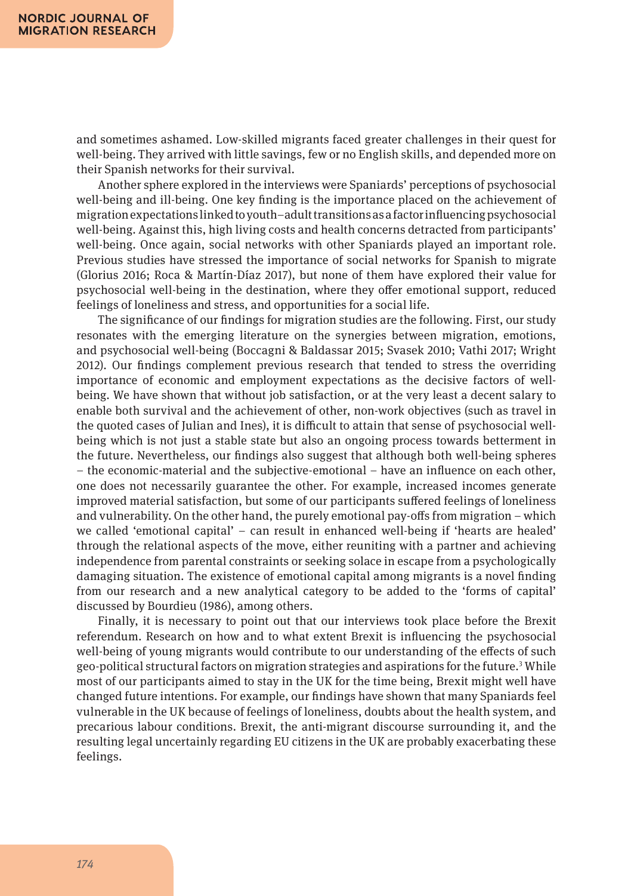and sometimes ashamed. Low-skilled migrants faced greater challenges in their quest for well-being. They arrived with little savings, few or no English skills, and depended more on their Spanish networks for their survival.

Another sphere explored in the interviews were Spaniards' perceptions of psychosocial well-being and ill-being. One key finding is the importance placed on the achievement of migration expectations linked to youth–adult transitions as a factor influencing psychosocial well-being. Against this, high living costs and health concerns detracted from participants' well-being. Once again, social networks with other Spaniards played an important role. Previous studies have stressed the importance of social networks for Spanish to migrate (Glorius 2016; Roca & Martín-Díaz 2017), but none of them have explored their value for psychosocial well-being in the destination, where they offer emotional support, reduced feelings of loneliness and stress, and opportunities for a social life.

The significance of our findings for migration studies are the following. First, our study resonates with the emerging literature on the synergies between migration, emotions, and psychosocial well-being (Boccagni & Baldassar 2015; Svasek 2010; Vathi 2017; Wright 2012). Our findings complement previous research that tended to stress the overriding importance of economic and employment expectations as the decisive factors of well-being. We have shown that without job satisfaction, or at the very least a decent salary to enable both survival and the achievement of other, non-work objectives (such as travel in the quoted cases of Julian and Ines), it is difficult to attain that sense of psychosocial well-being which is not just a stable state but also an ongoing process towards betterment in the future. Nevertheless, our findings also suggest that although both well-being spheres – the economic-material and the subjective-emotional – have an influence on each other, one does not necessarily guarantee the other. For example, increased incomes generate improved material satisfaction, but some of our participants suffered feelings of loneliness and vulnerability. On the other hand, the purely emotional pay-offs from migration – which we called 'emotional capital' – can result in enhanced well-being if 'hearts are healed' through the relational aspects of the move, either reuniting with a partner and achieving independence from parental constraints or seeking solace in escape from a psychologically damaging situation. The existence of emotional capital among migrants is a novel finding from our research and a new analytical category to be added to the 'forms of capital' discussed by Bourdieu (1986), among others.

Finally, it is necessary to point out that our interviews took place before the Brexit referendum. Research on how and to what extent Brexit is influencing the psychosocial well-being of young migrants would contribute to our understanding of the effects of such geo-political structural factors on migration strategies and aspirations for the future.[3] While most of our participants aimed to stay in the UK for the time being, Brexit might well have changed future intentions. For example, our findings have shown that many Spaniards feel vulnerable in the UK because of feelings of loneliness, doubts about the health system, and precarious labour conditions. Brexit, the anti-migrant discourse surrounding it, and the resulting legal uncertainly regarding EU citizens in the UK are probably exacerbating these feelings.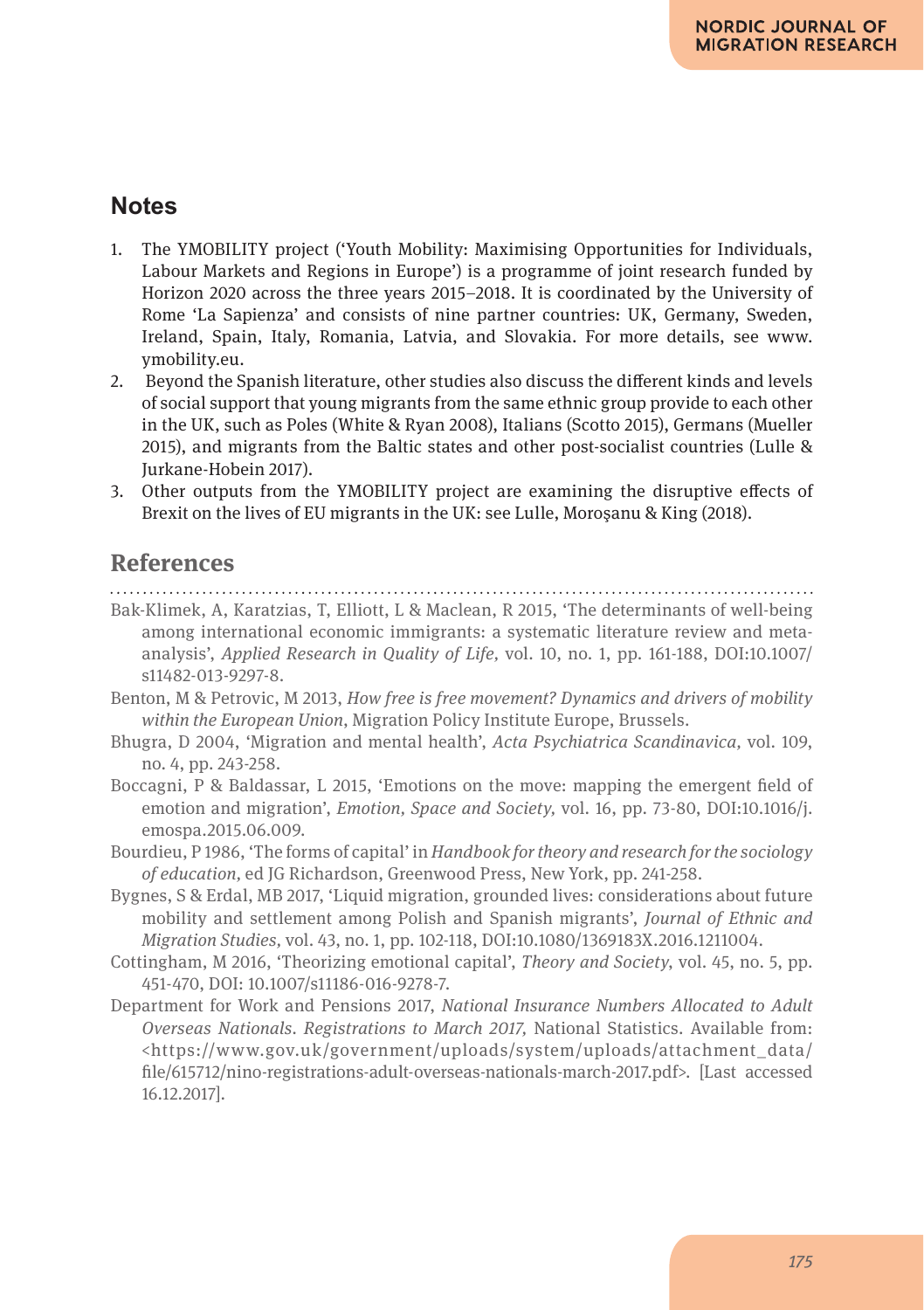## Notes

1. The YMOBILITY project ('Youth Mobility: Maximising Opportunities for Individuals, Labour Markets and Regions in Europe') is a programme of joint research funded by Horizon 2020 across the three years 2015–2018. It is coordinated by the University of Rome 'La Sapienza' and consists of nine partner countries: UK, Germany, Sweden, Ireland, Spain, Italy, Romania, Latvia, and Slovakia. For more details, see www.ymobility.eu.
2. Beyond the Spanish literature, other studies also discuss the different kinds and levels of social support that young migrants from the same ethnic group provide to each other in the UK, such as Poles (White & Ryan 2008), Italians (Scotto 2015), Germans (Mueller 2015), and migrants from the Baltic states and other post-socialist countries (Lulle & Jurkane-Hobein 2017).
3. Other outputs from the YMOBILITY project are examining the disruptive effects of Brexit on the lives of EU migrants in the UK: see Lulle, Moroşanu & King (2018).

## References

Bak-Klimek, A, Karatzias, T, Elliott, L & Maclean, R 2015, 'The determinants of well-being among international economic immigrants: a systematic literature review and meta-analysis', *Applied Research in Quality of Life,* vol. 10, no. 1, pp. 161-188, DOI:10.1007/s11482-013-9297-8.

Benton, M & Petrovic, M 2013, *How free is free movement? Dynamics and drivers of mobility within the European Union*, Migration Policy Institute Europe, Brussels.

Bhugra, D 2004, 'Migration and mental health', *Acta Psychiatrica Scandinavica,* vol. 109, no. 4, pp. 243-258.

Boccagni, P & Baldassar, L 2015, 'Emotions on the move: mapping the emergent field of emotion and migration', *Emotion, Space and Society,* vol. 16, pp. 73-80, DOI:10.1016/j.emospa.2015.06.009.

Bourdieu, P 1986, 'The forms of capital' in *Handbook for theory and research for the sociology of education,* ed JG Richardson, Greenwood Press, New York, pp. 241-258.

Bygnes, S & Erdal, MB 2017, 'Liquid migration, grounded lives: considerations about future mobility and settlement among Polish and Spanish migrants', *Journal of Ethnic and Migration Studies,* vol. 43, no. 1, pp. 102-118, DOI:10.1080/1369183X.2016.1211004.

Cottingham, M 2016, 'Theorizing emotional capital', *Theory and Society*, vol. 45, no. 5, pp. 451-470, DOI: 10.1007/s11186-016-9278-7.

Department for Work and Pensions 2017, *National Insurance Numbers Allocated to Adult Overseas Nationals. Registrations to March 2017,* National Statistics. Available from: <https://www.gov.uk/government/uploads/system/uploads/attachment_data/file/615712/nino-registrations-adult-overseas-nationals-march-2017.pdf>. [Last accessed 16.12.2017].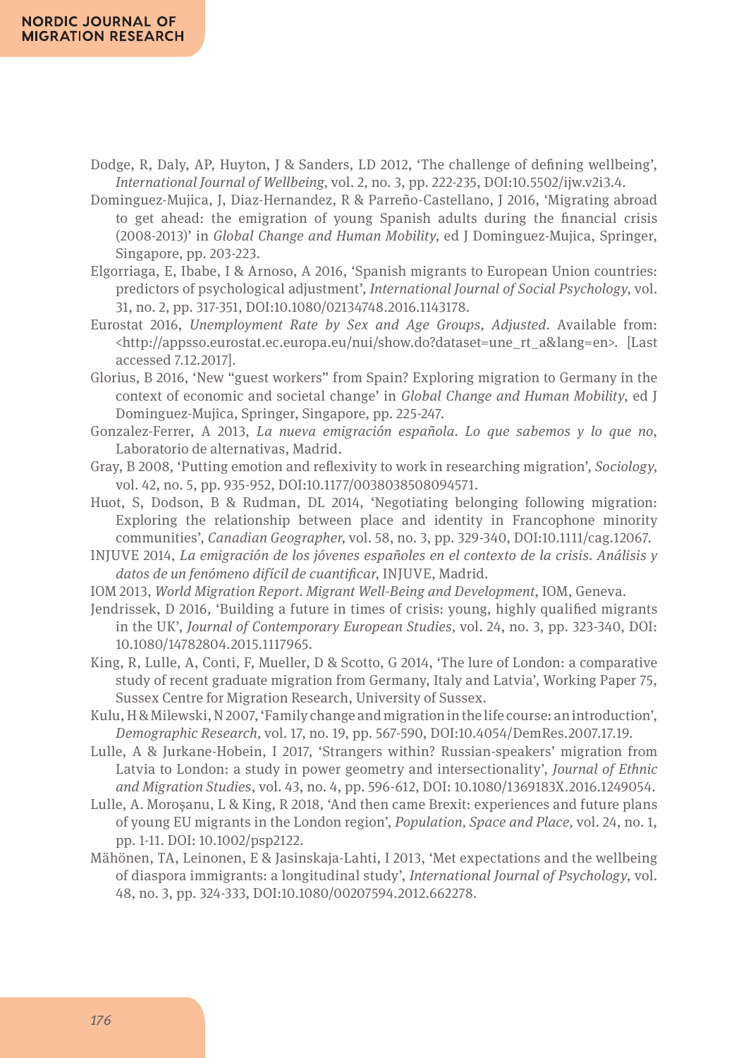Dodge, R, Daly, AP, Huyton, J & Sanders, LD 2012, 'The challenge of defining wellbeing', *International Journal of Wellbeing,* vol. 2, no. 3, pp. 222-235, DOI:10.5502/ijw.v2i3.4.

Dominguez-Mujica, J, Diaz-Hernandez, R & Parreño-Castellano, J 2016, 'Migrating abroad to get ahead: the emigration of young Spanish adults during the financial crisis (2008-2013)' in *Global Change and Human Mobility,* ed J Dominguez-Mujica, Springer, Singapore, pp. 203-223.

Elgorriaga, E, Ibabe, I & Arnoso, A 2016, 'Spanish migrants to European Union countries: predictors of psychological adjustment', *International Journal of Social Psychology,* vol. 31, no. 2, pp. 317-351, DOI:10.1080/02134748.2016.1143178.

Eurostat 2016, *Unemployment Rate by Sex and Age Groups, Adjusted*. Available from: <http://appsso.eurostat.ec.europa.eu/nui/show.do?dataset=une_rt_a&lang=en>. [Last accessed 7.12.2017].

Glorius, B 2016, 'New "guest workers" from Spain? Exploring migration to Germany in the context of economic and societal change' in *Global Change and Human Mobility*, ed J Dominguez-Mujica, Springer, Singapore, pp. 225-247.

Gonzalez-Ferrer, A 2013, *La nueva emigración española. Lo que sabemos y lo que no*, Laboratorio de alternativas, Madrid.

Gray, B 2008, 'Putting emotion and reflexivity to work in researching migration', *Sociology,* vol. 42, no. 5, pp. 935-952, DOI:10.1177/0038038508094571.

Huot, S, Dodson, B & Rudman, DL 2014, 'Negotiating belonging following migration: Exploring the relationship between place and identity in Francophone minority communities', *Canadian Geographer,* vol. 58, no. 3, pp. 329-340, DOI:10.1111/cag.12067.

INJUVE 2014, *La emigración de los jóvenes españoles en el contexto de la crisis. Análisis y datos de un fenómeno difícil de cuantificar*, INJUVE, Madrid.

IOM 2013, *World Migration Report. Migrant Well-Being and Development*, IOM, Geneva.

Jendrissek, D 2016, 'Building a future in times of crisis: young, highly qualified migrants in the UK', *Journal of Contemporary European Studies,* vol. 24, no. 3, pp. 323-340, DOI: 10.1080/14782804.2015.1117965.

King, R, Lulle, A, Conti, F, Mueller, D & Scotto, G 2014, 'The lure of London: a comparative study of recent graduate migration from Germany, Italy and Latvia', Working Paper 75, Sussex Centre for Migration Research, University of Sussex.

Kulu, H & Milewski, N 2007, 'Family change and migration in the life course: an introduction', *Demographic Research,* vol. 17, no. 19, pp. 567-590, DOI:10.4054/DemRes.2007.17.19.

Lulle, A & Jurkane-Hobein, I 2017, 'Strangers within? Russian-speakers' migration from Latvia to London: a study in power geometry and intersectionality', *Journal of Ethnic and Migration Studies*, vol. 43, no. 4, pp. 596-612, DOI: 10.1080/1369183X.2016.1249054.

Lulle, A. Moroşanu, L & King, R 2018, 'And then came Brexit: experiences and future plans of young EU migrants in the London region', *Population, Space and Place,* vol. 24, no. 1, pp. 1-11. DOI: 10.1002/psp2122.

Mähönen, TA, Leinonen, E & Jasinskaja-Lahti, I 2013, 'Met expectations and the wellbeing of diaspora immigrants: a longitudinal study', *International Journal of Psychology*, vol. 48, no. 3, pp. 324-333, DOI:10.1080/00207594.2012.662278.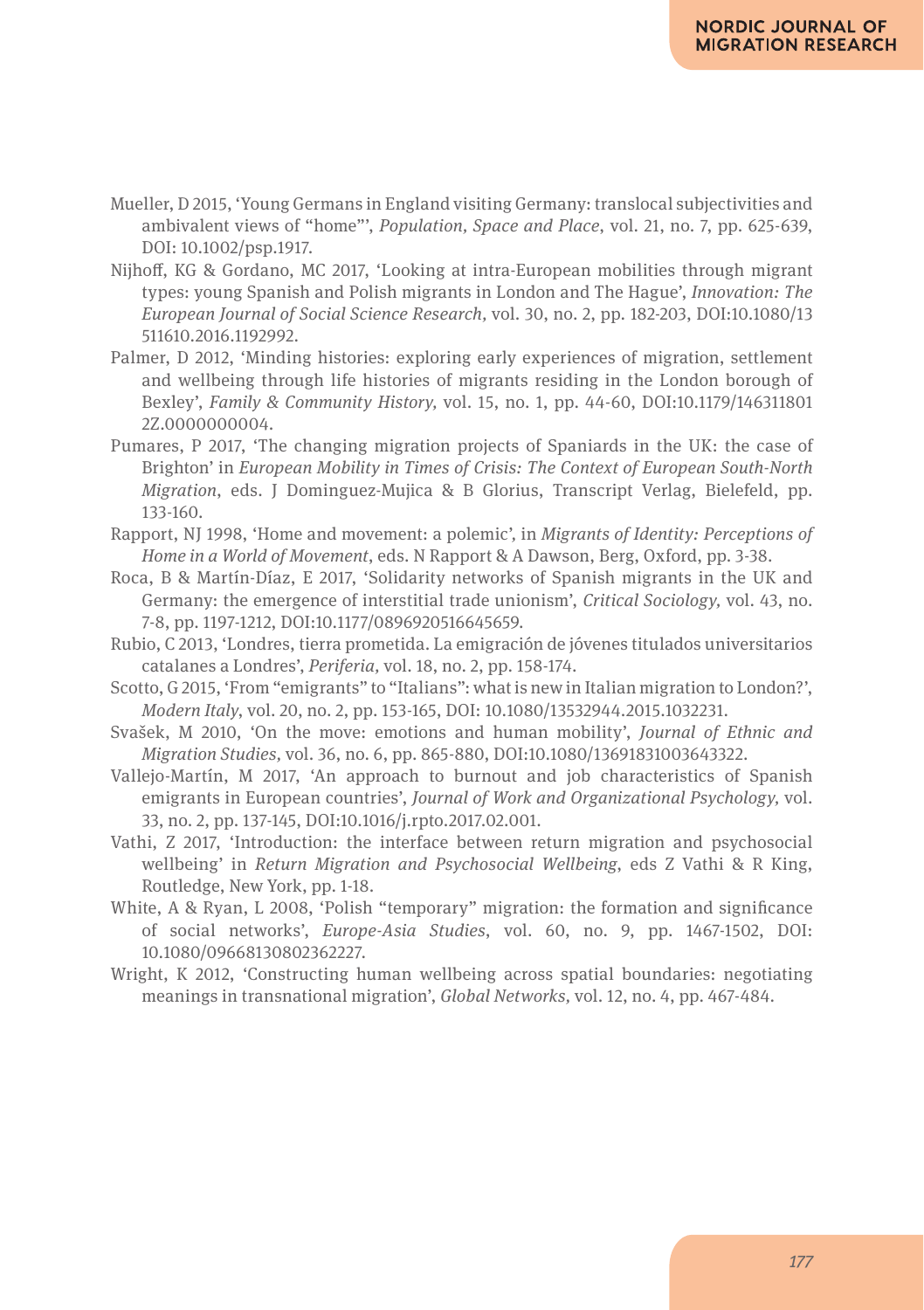Mueller, D 2015, 'Young Germans in England visiting Germany: translocal subjectivities and ambivalent views of "home"', *Population, Space and Place*, vol. 21, no. 7, pp. 625-639, DOI: 10.1002/psp.1917.

Nijhoff, KG & Gordano, MC 2017, 'Looking at intra-European mobilities through migrant types: young Spanish and Polish migrants in London and The Hague', *Innovation: The European Journal of Social Science Research*, vol. 30, no. 2, pp. 182-203, DOI:10.1080/13511610.2016.1192992.

Palmer, D 2012, 'Minding histories: exploring early experiences of migration, settlement and wellbeing through life histories of migrants residing in the London borough of Bexley', *Family & Community History*, vol. 15, no. 1, pp. 44-60, DOI:10.1179/1463118012Z.0000000004.

Pumares, P 2017, 'The changing migration projects of Spaniards in the UK: the case of Brighton' in *European Mobility in Times of Crisis: The Context of European South-North Migration*, eds. J Dominguez-Mujica & B Glorius, Transcript Verlag, Bielefeld, pp. 133-160.

Rapport, NJ 1998, 'Home and movement: a polemic', in *Migrants of Identity: Perceptions of Home in a World of Movement*, eds. N Rapport & A Dawson, Berg, Oxford, pp. 3-38.

Roca, B & Martín-Díaz, E 2017, 'Solidarity networks of Spanish migrants in the UK and Germany: the emergence of interstitial trade unionism', *Critical Sociology,* vol. 43, no. 7-8, pp. 1197-1212, DOI:10.1177/0896920516645659.

Rubio, C 2013, 'Londres, tierra prometida. La emigración de jóvenes titulados universitarios catalanes a Londres', *Periferia*, vol. 18, no. 2, pp. 158-174.

Scotto, G 2015, 'From "emigrants" to "Italians": what is new in Italian migration to London?', *Modern Italy*, vol. 20, no. 2, pp. 153-165, DOI: 10.1080/13532944.2015.1032231.

Svašek, M 2010, 'On the move: emotions and human mobility', *Journal of Ethnic and Migration Studies,* vol. 36, no. 6, pp. 865-880, DOI:10.1080/13691831003643322.

Vallejo-Martín, M 2017, 'An approach to burnout and job characteristics of Spanish emigrants in European countries', *Journal of Work and Organizational Psychology,* vol. 33, no. 2, pp. 137-145, DOI:10.1016/j.rpto.2017.02.001.

Vathi, Z 2017, 'Introduction: the interface between return migration and psychosocial wellbeing' in *Return Migration and Psychosocial Wellbeing*, eds Z Vathi & R King, Routledge, New York, pp. 1-18.

White, A & Ryan, L 2008, 'Polish "temporary" migration: the formation and significance of social networks', *Europe-Asia Studies*, vol. 60, no. 9, pp. 1467-1502, DOI: 10.1080/09668130802362227.

Wright, K 2012, 'Constructing human wellbeing across spatial boundaries: negotiating meanings in transnational migration', *Global Networks*, vol. 12, no. 4, pp. 467-484.